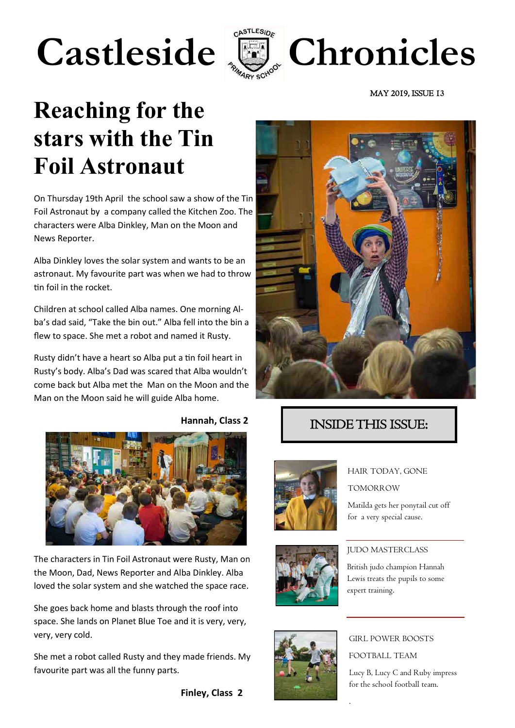# Castleside Chronicles

MAY 2019, ISSUE 13

## Reaching for the stars with the Tin Foil Astronaut

On Thursday 19th April the school saw a show of the Tin Foil Astronaut by a company called the Kitchen Zoo. The characters were Alba Dinkley, Man on the Moon and News Reporter.

Alba Dinkley loves the solar system and wants to be an astronaut. My favourite part was when we had to throw tin foil in the rocket.

Children at school called Alba names. One morning Alba's dad said, "Take the bin out." Alba fell into the bin a flew to space. She met a robot and named it Rusty.

Rusty didn't have a heart so Alba put a tin foil heart in Rusty's body. Alba's Dad was scared that Alba wouldn't come back but Alba met the Man on the Moon and the Man on the Moon said he will guide Alba home.

**Hannah, Class 2**

The characters in Tin Foil Astronaut were Rusty, Man on the Moon, Dad, News Reporter and Alba Dinkley. Alba loved the solar system and she watched the space race.

She goes back home and blasts through the roof into space. She lands on Planet Blue Toe and it is very, very, very, very cold.

She met a robot called Rusty and they made friends. My favourite part was all the funny parts.

**Finley, Class 2**

## INSIDE THIS ISSUE:

HAIR TODAY, GONE TOMORROW

Matilda gets her ponytail cut off for a very special cause.

JUDO MASTERCLASS

British judo champion Hannah Lewis treats the pupils to some expert training.

GIRL POWER BOOSTS FOOTBALL TEAM

Lucy B, Lucy C and Ruby impress for the school football team.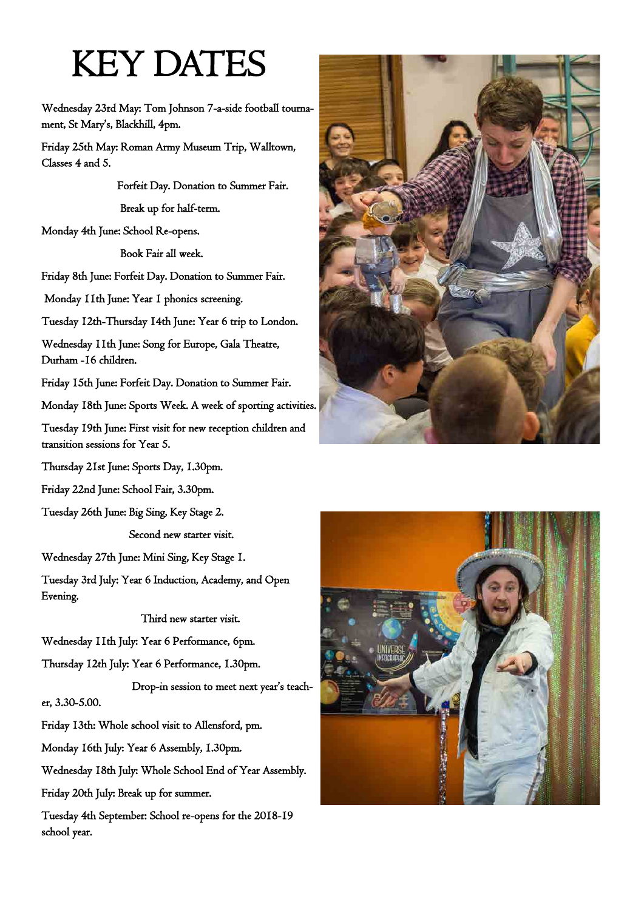# KEY DATES

Wednesday 23rd May: Tom Johnson 7-a-side football tournament, St Mary's, Blackhill, 4pm.

Friday 25th May: Roman Army Museum Trip, Walltown, Classes 4 and 5.

Forfeit Day. Donation to Summer Fair.

Break up for half-term.

Monday 4th June: School Re-opens.

Book Fair all week.

Friday 8th June: Forfeit Day. Donation to Summer Fair.

Monday 11th June: Year 1 phonics screening.

Tuesday 12th-Thursday 14th June: Year 6 trip to London.

Wednesday 11th June: Song for Europe, Gala Theatre, Durham -16 children.

Friday 15th June: Forfeit Day. Donation to Summer Fair.

Monday 18th June: Sports Week. A week of sporting activities.

Tuesday 19th June: First visit for new reception children and transition sessions for Year 5.

Thursday 21st June: Sports Day, 1.30pm.

Friday 22nd June: School Fair, 3.30pm.

Tuesday 26th June: Big Sing, Key Stage 2.

Second new starter visit.

Wednesday 27th June: Mini Sing, Key Stage 1.

Tuesday 3rd July: Year 6 Induction, Academy, and Open Evening.

Third new starter visit.

Wednesday 11th July: Year 6 Performance, 6pm.

Thursday 12th July: Year 6 Performance, 1.30pm.

Drop-in session to meet next year's teacher, 3.30-5.00.

Friday 13th: Whole school visit to Allensford, pm.

Monday 16th July: Year 6 Assembly, 1.30pm.

Wednesday 18th July: Whole School End of Year Assembly.

Friday 20th July: Break up for summer.

Tuesday 4th September: School re-opens for the 2018-19 school year.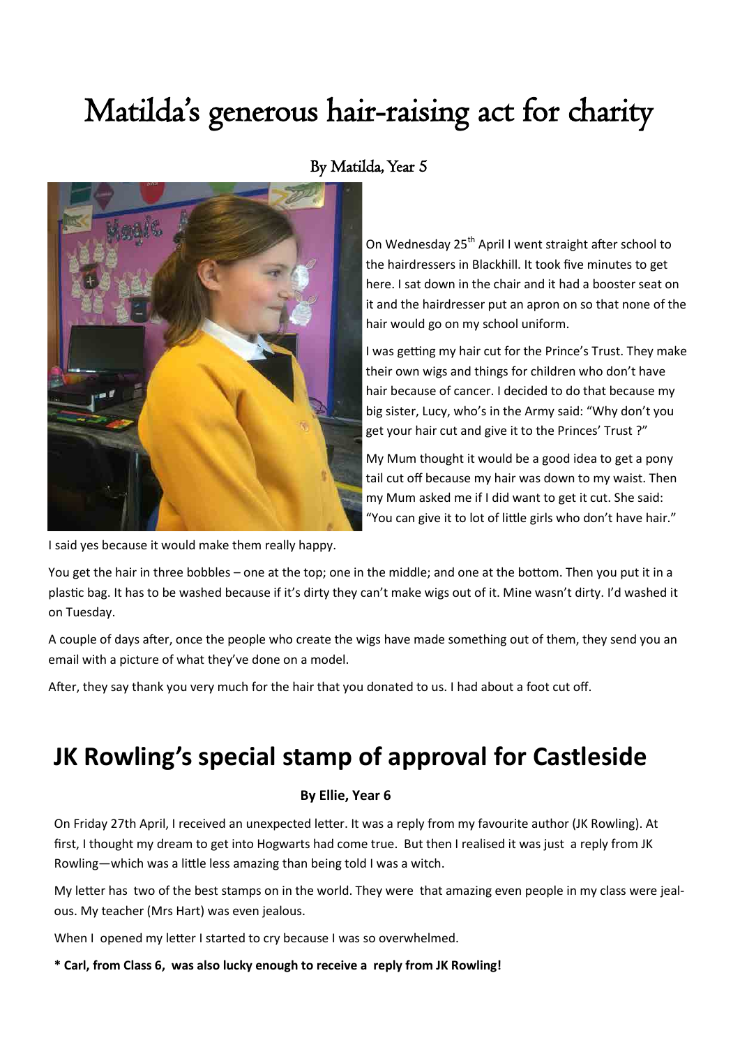# Matilda's generous hair-raising act for charity

By Matilda, Year 5

On Wednesday 25th April I went straight after school to the hairdressers in Blackhill. It took five minutes to get here. I sat down in the chair and it had a booster seat on it and the hairdresser put an apron on so that none of the hair would go on my school uniform.

I was getting my hair cut for the Prince's Trust. They make their own wigs and things for children who don't have hair because of cancer. I decided to do that because my big sister, Lucy, who's in the Army said: "Why don't you get your hair cut and give it to the Princes' Trust ?"

My Mum thought it would be a good idea to get a pony tail cut off because my hair was down to my waist. Then my Mum asked me if I did want to get it cut. She said: "You can give it to lot of little girls who don't have hair."

I said yes because it would make them really happy.

You get the hair in three bobbles – one at the top; one in the middle; and one at the bottom. Then you put it in a plastic bag. It has to be washed because if it's dirty they can't make wigs out of it. Mine wasn't dirty. I'd washed it on Tuesday.

A couple of days after, once the people who create the wigs have made something out of them, they send you an email with a picture of what they've done on a model.

After, they say thank you very much for the hair that you donated to us. I had about a foot cut off.

# JK Rowling's special stamp of approval for Castleside

**By Ellie, Year 6**

On Friday 27th April, I received an unexpected letter. It was a reply from my favourite author (JK Rowling). At first, I thought my dream to get into Hogwarts had come true. But then I realised it was just a reply from JK Rowling—which was a little less amazing than being told I was a witch.

My letter has two of the best stamps on in the world. They were that amazing even people in my class were jealous. My teacher (Mrs Hart) was even jealous.

When I opened my letter I started to cry because I was so overwhelmed.

**\* Carl, from Class 6, was also lucky enough to receive a reply from JK Rowling!**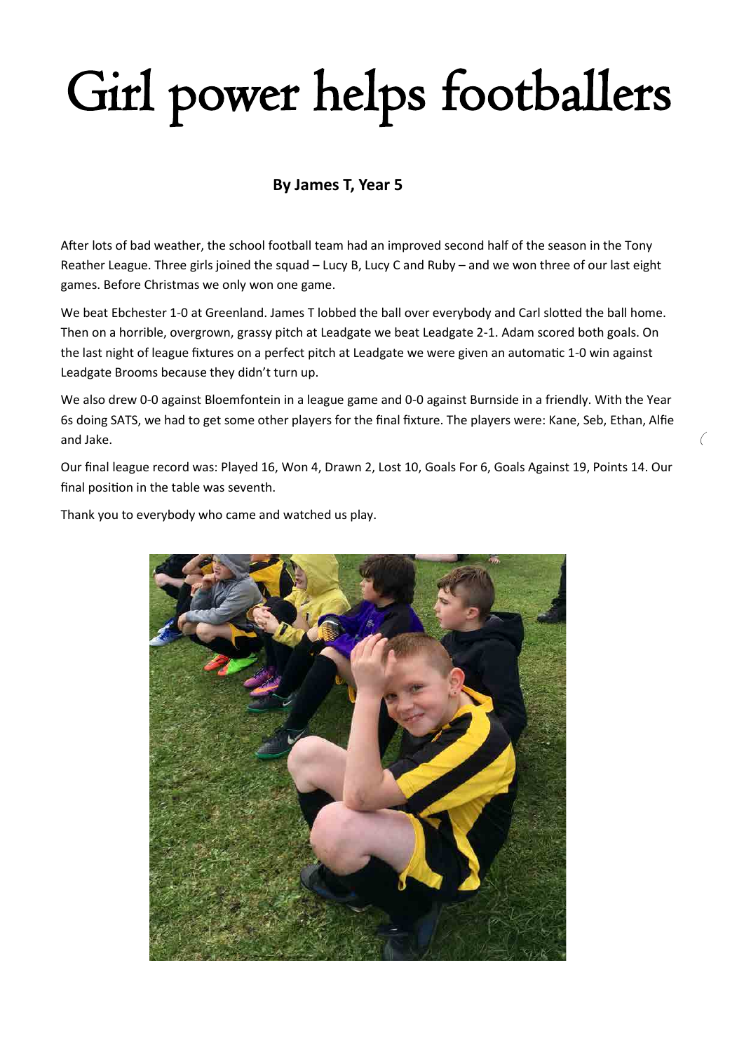# Girl power helps footballers

**By James T, Year 5**

After lots of bad weather, the school football team had an improved second half of the season in the Tony Reather League. Three girls joined the squad – Lucy B, Lucy C and Ruby – and we won three of our last eight games. Before Christmas we only won one game.

We beat Ebchester 1-0 at Greenland. James T lobbed the ball over everybody and Carl slotted the ball home. Then on a horrible, overgrown, grassy pitch at Leadgate we beat Leadgate 2-1. Adam scored both goals. On the last night of league fixtures on a perfect pitch at Leadgate we were given an automatic 1-0 win against Leadgate Brooms because they didn't turn up.

We also drew 0-0 against Bloemfontein in a league game and 0-0 against Burnside in a friendly. With the Year 6s doing SATS, we had to get some other players for the final fixture. The players were: Kane, Seb, Ethan, Alfie and Jake.

Our final league record was: Played 16, Won 4, Drawn 2, Lost 10, Goals For 6, Goals Against 19, Points 14. Our final position in the table was seventh.

Thank you to everybody who came and watched us play.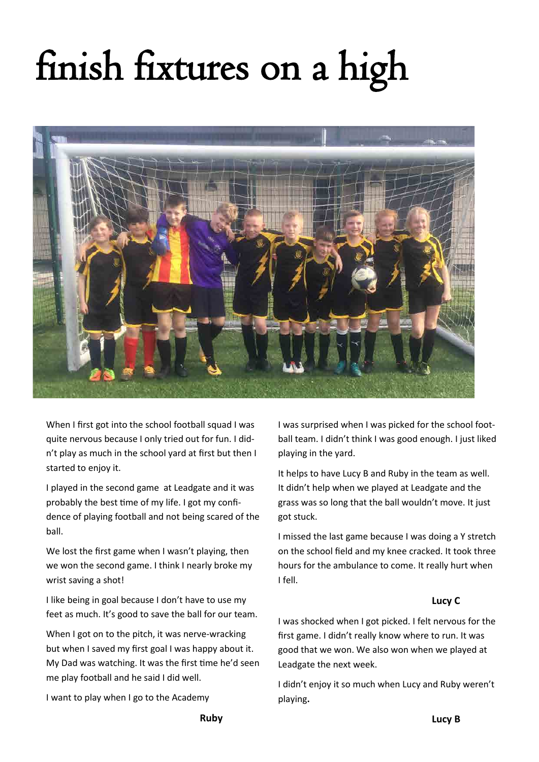# finish fixtures on a high

When I first got into the school football squad I was quite nervous because I only tried out for fun. I didn't play as much in the school yard at first but then I started to enjoy it.

I played in the second game at Leadgate and it was probably the best time of my life. I got my confidence of playing football and not being scared of the ball.

We lost the first game when I wasn't playing, then we won the second game. I think I nearly broke my wrist saving a shot!

I like being in goal because I don't have to use my feet as much. It's good to save the ball for our team.

When I got on to the pitch, it was nerve-wracking but when I saved my first goal I was happy about it. My Dad was watching. It was the first time he'd seen me play football and he said I did well.

I want to play when I go to the Academy

**Ruby**

I was surprised when I was picked for the school football team. I didn't think I was good enough. I just liked playing in the yard.

It helps to have Lucy B and Ruby in the team as well. It didn't help when we played at Leadgate and the grass was so long that the ball wouldn't move. It just got stuck.

I missed the last game because I was doing a Y stretch on the school field and my knee cracked. It took three hours for the ambulance to come. It really hurt when I fell.

**Lucy C**

I was shocked when I got picked. I felt nervous for the first game. I didn't really know where to run. It was good that we won. We also won when we played at Leadgate the next week.

I didn't enjoy it so much when Lucy and Ruby weren't playing.

**Lucy B**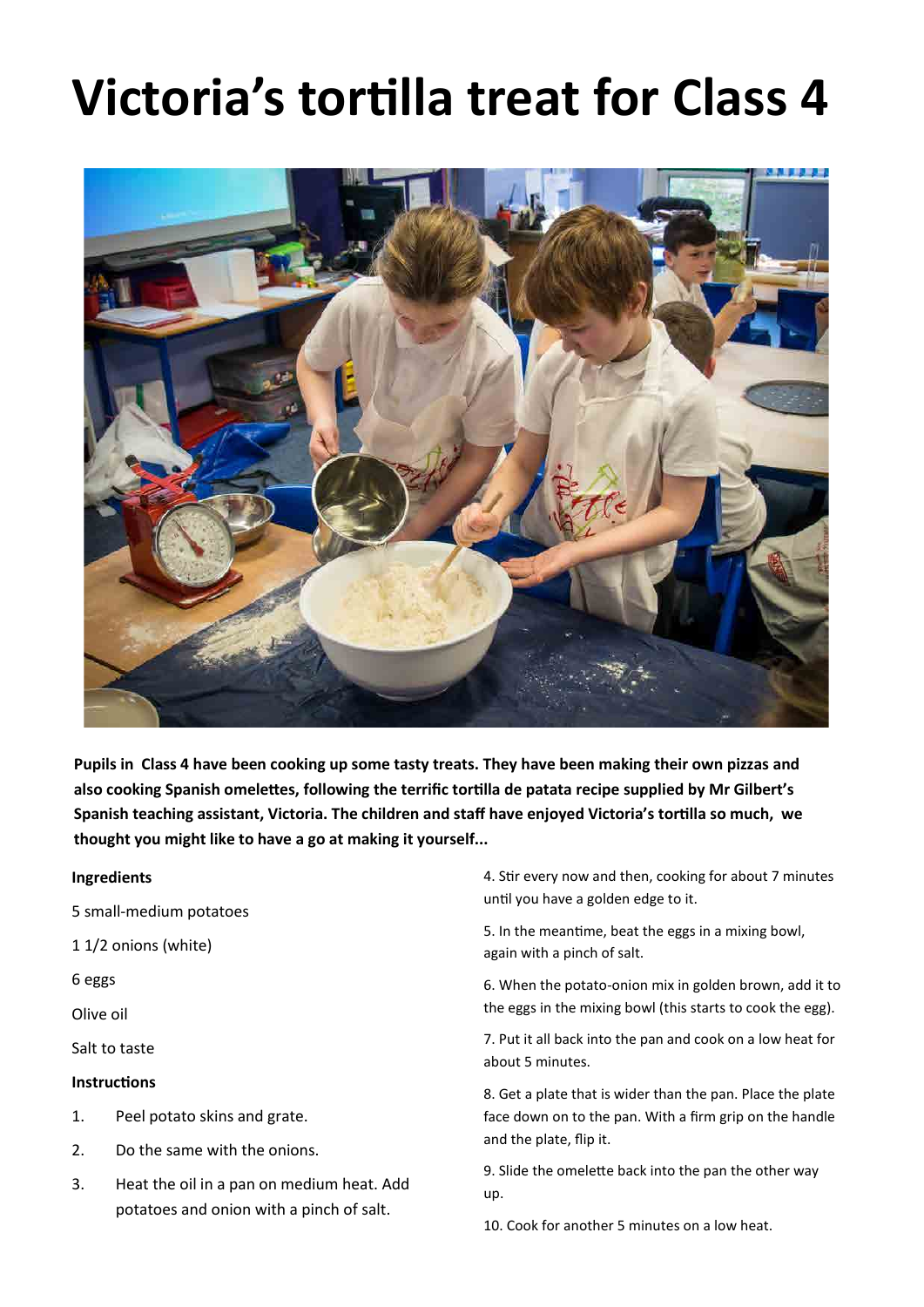# Victoria's tortilla treat for Class 4

**Pupils in Class 4 have been cooking up some tasty treats. They have been making their own pizzas and also cooking Spanish omelettes, following the terrific tortilla de patata recipe supplied by Mr Gilbert's Spanish teaching assistant, Victoria. The children and staff have enjoyed Victoria's tortilla so much, we thought you might like to have a go at making it yourself...**

**Ingredients**

5 small-medium potatoes

1 1/2 onions (white)

6 eggs

Olive oil

Salt to taste

**Instructions**

1. Peel potato skins and grate.
2. Do the same with the onions.
3. Heat the oil in a pan on medium heat. Add potatoes and onion with a pinch of salt.
4. Stir every now and then, cooking for about 7 minutes until you have a golden edge to it.
5. In the meantime, beat the eggs in a mixing bowl, again with a pinch of salt.
6. When the potato-onion mix in golden brown, add it to the eggs in the mixing bowl (this starts to cook the egg).
7. Put it all back into the pan and cook on a low heat for about 5 minutes.
8. Get a plate that is wider than the pan. Place the plate face down on to the pan. With a firm grip on the handle and the plate, flip it.
9. Slide the omelette back into the pan the other way up.
10. Cook for another 5 minutes on a low heat.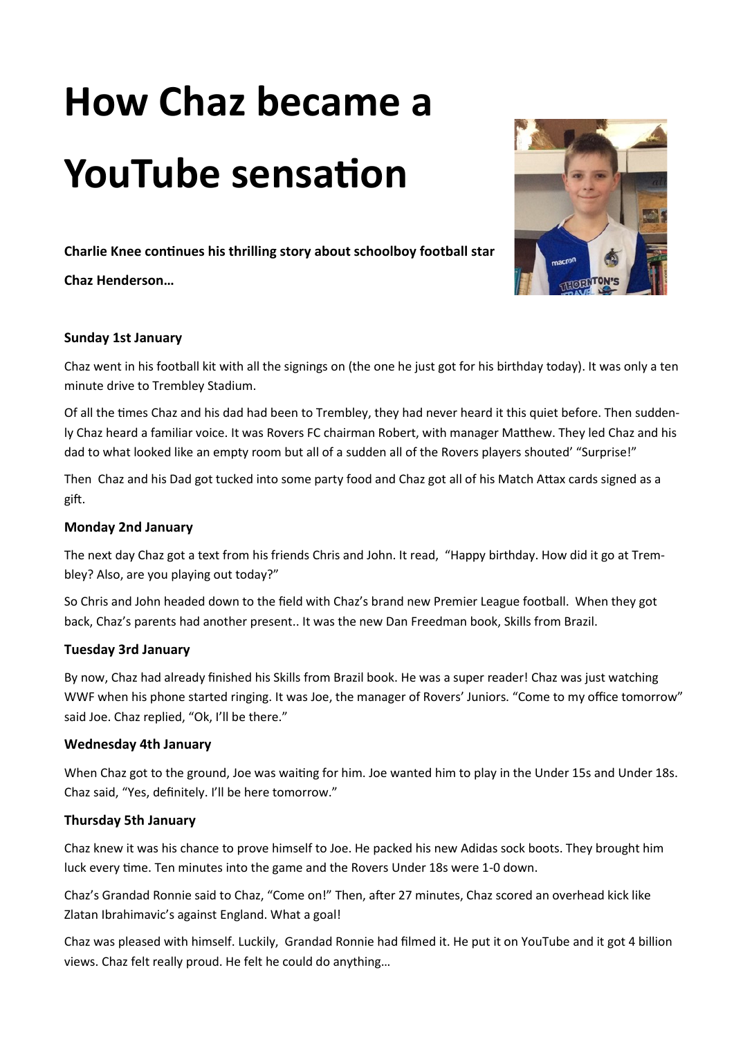# How Chaz became a YouTube sensation

**Charlie Knee continues his thrilling story about schoolboy football star Chaz Henderson…**

**Sunday 1st January**

Chaz went in his football kit with all the signings on (the one he just got for his birthday today). It was only a ten minute drive to Trembley Stadium.

Of all the times Chaz and his dad had been to Trembley, they had never heard it this quiet before. Then suddenly Chaz heard a familiar voice. It was Rovers FC chairman Robert, with manager Matthew. They led Chaz and his dad to what looked like an empty room but all of a sudden all of the Rovers players shouted' "Surprise!"

Then Chaz and his Dad got tucked into some party food and Chaz got all of his Match Attax cards signed as a gift.

**Monday 2nd January**

The next day Chaz got a text from his friends Chris and John. It read, "Happy birthday. How did it go at Trembley? Also, are you playing out today?"

So Chris and John headed down to the field with Chaz's brand new Premier League football. When they got back, Chaz's parents had another present.. It was the new Dan Freedman book, Skills from Brazil.

**Tuesday 3rd January**

By now, Chaz had already finished his Skills from Brazil book. He was a super reader! Chaz was just watching WWF when his phone started ringing. It was Joe, the manager of Rovers' Juniors. "Come to my office tomorrow" said Joe. Chaz replied, "Ok, I'll be there."

**Wednesday 4th January**

When Chaz got to the ground, Joe was waiting for him. Joe wanted him to play in the Under 15s and Under 18s. Chaz said, "Yes, definitely. I'll be here tomorrow."

**Thursday 5th January**

Chaz knew it was his chance to prove himself to Joe. He packed his new Adidas sock boots. They brought him luck every time. Ten minutes into the game and the Rovers Under 18s were 1-0 down.

Chaz's Grandad Ronnie said to Chaz, "Come on!" Then, after 27 minutes, Chaz scored an overhead kick like Zlatan Ibrahimavic's against England. What a goal!

Chaz was pleased with himself. Luckily, Grandad Ronnie had filmed it. He put it on YouTube and it got 4 billion views. Chaz felt really proud. He felt he could do anything…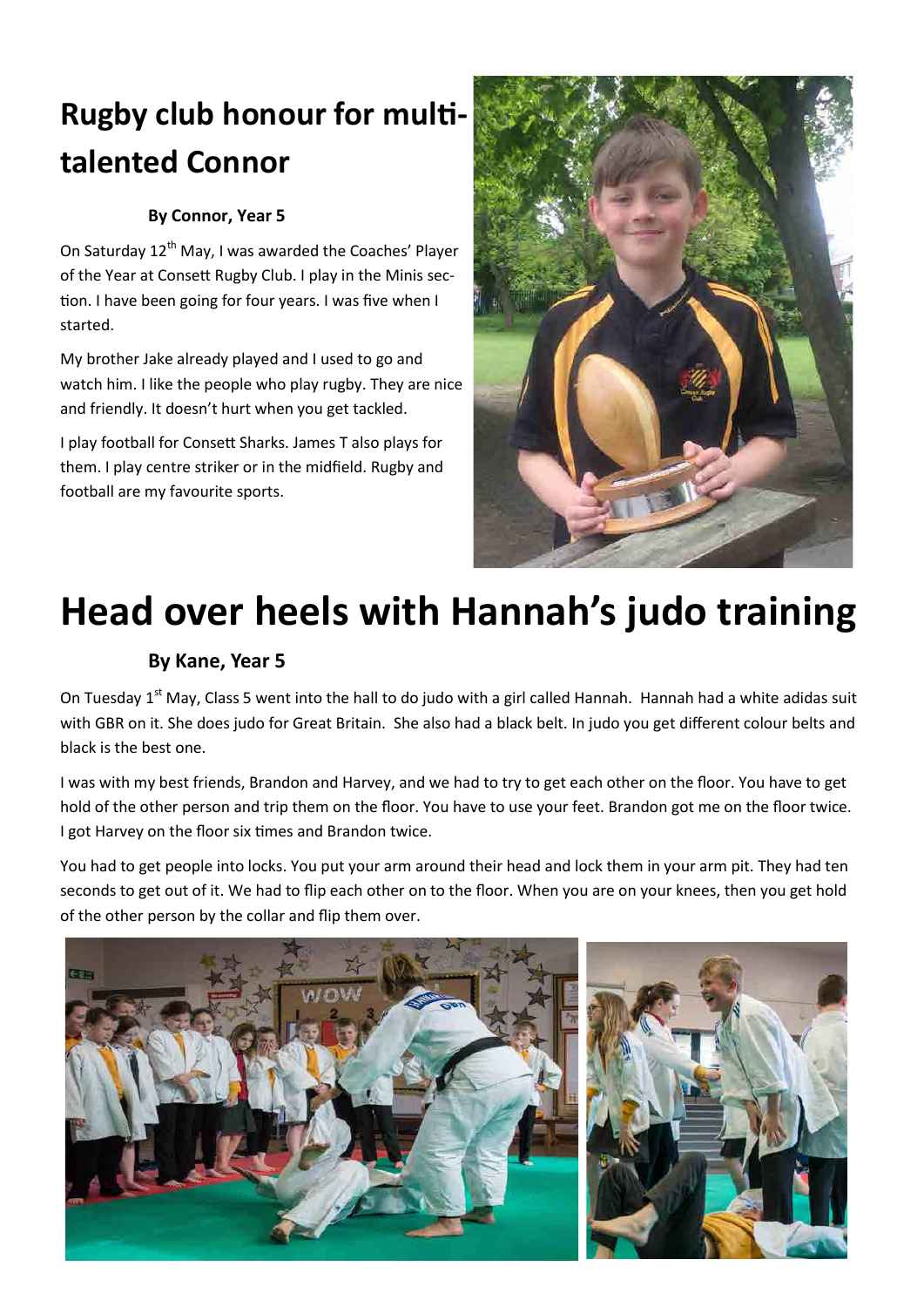# Rugby club honour for multi-talented Connor

**By Connor, Year 5**

On Saturday 12th May, I was awarded the Coaches' Player of the Year at Consett Rugby Club. I play in the Minis section. I have been going for four years. I was five when I started.

My brother Jake already played and I used to go and watch him. I like the people who play rugby. They are nice and friendly. It doesn't hurt when you get tackled.

I play football for Consett Sharks. James T also plays for them. I play centre striker or in the midfield. Rugby and football are my favourite sports.

# Head over heels with Hannah's judo training

**By Kane, Year 5**

On Tuesday 1st May, Class 5 went into the hall to do judo with a girl called Hannah. Hannah had a white adidas suit with GBR on it. She does judo for Great Britain. She also had a black belt. In judo you get different colour belts and black is the best one.

I was with my best friends, Brandon and Harvey, and we had to try to get each other on the floor. You have to get hold of the other person and trip them on the floor. You have to use your feet. Brandon got me on the floor twice. I got Harvey on the floor six times and Brandon twice.

You had to get people into locks. You put your arm around their head and lock them in your arm pit. They had ten seconds to get out of it. We had to flip each other on to the floor. When you are on your knees, then you get hold of the other person by the collar and flip them over.